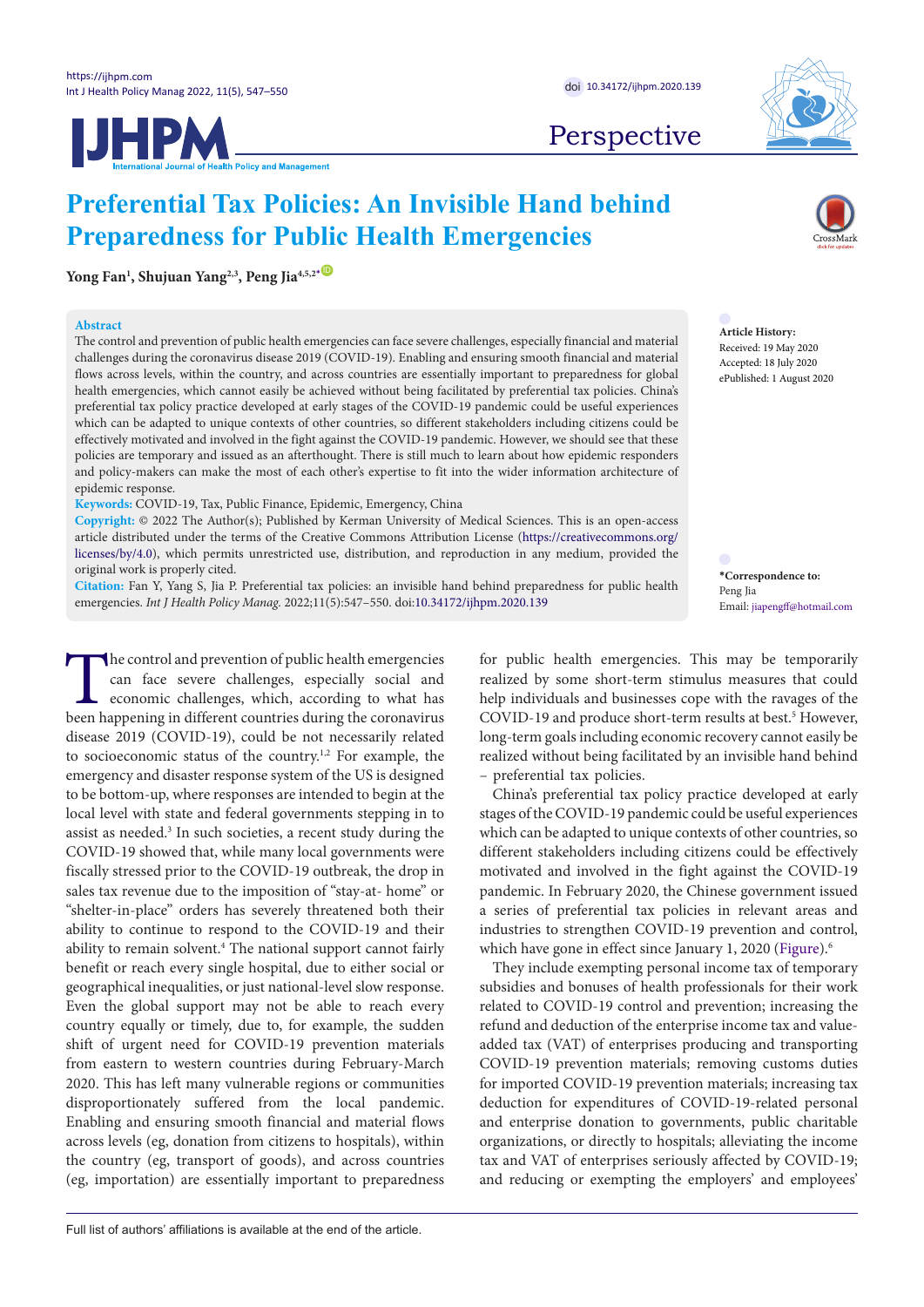Perspective

# Preferential Tax Policies: An Invisible Hand behind Preparedness for Public Health Emergencies

**Yong Fan[1], Shujuan Yang[2,3], Peng Jia[4,5,2*]**

## Abstract

The control and prevention of public health emergencies can face severe challenges, especially financial and material challenges during the coronavirus disease 2019 (COVID-19). Enabling and ensuring smooth financial and material flows across levels, within the country, and across countries are essentially important to preparedness for global health emergencies, which cannot easily be achieved without being facilitated by preferential tax policies. China's preferential tax policy practice developed at early stages of the COVID-19 pandemic could be useful experiences which can be adapted to unique contexts of other countries, so different stakeholders including citizens could be effectively motivated and involved in the fight against the COVID-19 pandemic. However, we should see that these policies are temporary and issued as an afterthought. There is still much to learn about how epidemic responders and policy-makers can make the most of each other's expertise to fit into the wider information architecture of epidemic response.

**Keywords:** COVID-19, Tax, Public Finance, Epidemic, Emergency, China

**Copyright:** © 2022 The Author(s); Published by Kerman University of Medical Sciences. This is an open-access article distributed under the terms of the Creative Commons Attribution License (https://creativecommons.org/licenses/by/4.0), which permits unrestricted use, distribution, and reproduction in any medium, provided the original work is properly cited.

**Citation:** Fan Y, Yang S, Jia P. Preferential tax policies: an invisible hand behind preparedness for public health emergencies. *Int J Health Policy Manag.* 2022;11(5):547–550. doi:10.34172/ijhpm.2020.139

**Article History:**
Received: 19 May 2020
Accepted: 18 July 2020
ePublished: 1 August 2020

**\*Correspondence to:**
Peng Jia
Email: jiapengff@hotmail.com

The control and prevention of public health emergencies can face severe challenges, especially social and economic challenges, which, according to what has been happening in different countries during the coronavirus disease 2019 (COVID-19), could be not necessarily related to socioeconomic status of the country.[1,2] For example, the emergency and disaster response system of the US is designed to be bottom-up, where responses are intended to begin at the local level with state and federal governments stepping in to assist as needed.[3] In such societies, a recent study during the COVID-19 showed that, while many local governments were fiscally stressed prior to the COVID-19 outbreak, the drop in sales tax revenue due to the imposition of "stay-at- home" or "shelter-in-place" orders has severely threatened both their ability to continue to respond to the COVID-19 and their ability to remain solvent.[4] The national support cannot fairly benefit or reach every single hospital, due to either social or geographical inequalities, or just national-level slow response. Even the global support may not be able to reach every country equally or timely, due to, for example, the sudden shift of urgent need for COVID-19 prevention materials from eastern to western countries during February-March 2020. This has left many vulnerable regions or communities disproportionately suffered from the local pandemic. Enabling and ensuring smooth financial and material flows across levels (eg, donation from citizens to hospitals), within the country (eg, transport of goods), and across countries (eg, importation) are essentially important to preparedness for public health emergencies. This may be temporarily realized by some short-term stimulus measures that could help individuals and businesses cope with the ravages of the COVID-19 and produce short-term results at best.[5] However, long-term goals including economic recovery cannot easily be realized without being facilitated by an invisible hand behind – preferential tax policies.

China's preferential tax policy practice developed at early stages of the COVID-19 pandemic could be useful experiences which can be adapted to unique contexts of other countries, so different stakeholders including citizens could be effectively motivated and involved in the fight against the COVID-19 pandemic. In February 2020, the Chinese government issued a series of preferential tax policies in relevant areas and industries to strengthen COVID-19 prevention and control, which have gone in effect since January 1, 2020 (Figure).[6]

They include exempting personal income tax of temporary subsidies and bonuses of health professionals for their work related to COVID-19 control and prevention; increasing the refund and deduction of the enterprise income tax and value-added tax (VAT) of enterprises producing and transporting COVID-19 prevention materials; removing customs duties for imported COVID-19 prevention materials; increasing tax deduction for expenditures of COVID-19-related personal and enterprise donation to governments, public charitable organizations, or directly to hospitals; alleviating the income tax and VAT of enterprises seriously affected by COVID-19; and reducing or exempting the employers' and employees'

Full list of authors' affiliations is available at the end of the article.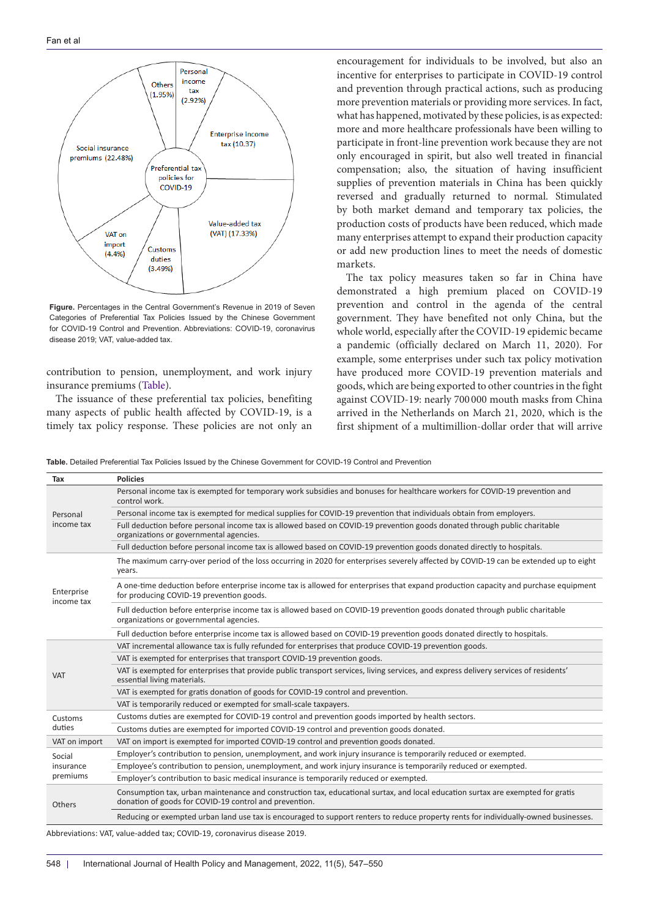Figure. Percentages in the Central Government's Revenue in 2019 of Seven Categories of Preferential Tax Policies Issued by the Chinese Government for COVID-19 Control and Prevention. Abbreviations: COVID-19, coronavirus disease 2019; VAT, value-added tax.

contribution to pension, unemployment, and work injury insurance premiums (Table).

The issuance of these preferential tax policies, benefiting many aspects of public health affected by COVID-19, is a timely tax policy response. These policies are not only an encouragement for individuals to be involved, but also an incentive for enterprises to participate in COVID-19 control and prevention through practical actions, such as producing more prevention materials or providing more services. In fact, what has happened, motivated by these policies, is as expected: more and more healthcare professionals have been willing to participate in front-line prevention work because they are not only encouraged in spirit, but also well treated in financial compensation; also, the situation of having insufficient supplies of prevention materials in China has been quickly reversed and gradually returned to normal. Stimulated by both market demand and temporary tax policies, the production costs of products have been reduced, which made many enterprises attempt to expand their production capacity or add new production lines to meet the needs of domestic markets.

The tax policy measures taken so far in China have demonstrated a high premium placed on COVID-19 prevention and control in the agenda of the central government. They have benefited not only China, but the whole world, especially after the COVID-19 epidemic became a pandemic (officially declared on March 11, 2020). For example, some enterprises under such tax policy motivation have produced more COVID-19 prevention materials and goods, which are being exported to other countries in the fight against COVID-19: nearly 700 000 mouth masks from China arrived in the Netherlands on March 21, 2020, which is the first shipment of a multimillion-dollar order that will arrive

**Table.** Detailed Preferential Tax Policies Issued by the Chinese Government for COVID-19 Control and Prevention

| Tax | Policies |
|---|---|
| Personal income tax | Personal income tax is exempted for temporary work subsidies and bonuses for healthcare workers for COVID-19 prevention and control work. |
| | Personal income tax is exempted for medical supplies for COVID-19 prevention that individuals obtain from employers. |
| | Full deduction before personal income tax is allowed based on COVID-19 prevention goods donated through public charitable organizations or governmental agencies. |
| | Full deduction before personal income tax is allowed based on COVID-19 prevention goods donated directly to hospitals. |
| Enterprise income tax | The maximum carry-over period of the loss occurring in 2020 for enterprises severely affected by COVID-19 can be extended up to eight years. |
| | A one-time deduction before enterprise income tax is allowed for enterprises that expand production capacity and purchase equipment for producing COVID-19 prevention goods. |
| | Full deduction before enterprise income tax is allowed based on COVID-19 prevention goods donated through public charitable organizations or governmental agencies. |
| | Full deduction before enterprise income tax is allowed based on COVID-19 prevention goods donated directly to hospitals. |
| VAT | VAT incremental allowance tax is fully refunded for enterprises that produce COVID-19 prevention goods. |
| | VAT is exempted for enterprises that transport COVID-19 prevention goods. |
| | VAT is exempted for enterprises that provide public transport services, living services, and express delivery services of residents' essential living materials. |
| | VAT is exempted for gratis donation of goods for COVID-19 control and prevention. |
| | VAT is temporarily reduced or exempted for small-scale taxpayers. |
| Customs duties | Customs duties are exempted for COVID-19 control and prevention goods imported by health sectors. |
| | Customs duties are exempted for imported COVID-19 control and prevention goods donated. |
| VAT on import | VAT on import is exempted for imported COVID-19 control and prevention goods donated. |
| Social insurance premiums | Employer's contribution to pension, unemployment, and work injury insurance is temporarily reduced or exempted. |
| | Employee's contribution to pension, unemployment, and work injury insurance is temporarily reduced or exempted. |
| | Employer's contribution to basic medical insurance is temporarily reduced or exempted. |
| Others | Consumption tax, urban maintenance and construction tax, educational surtax, and local education surtax are exempted for gratis donation of goods for COVID-19 control and prevention. |
| | Reducing or exempted urban land use tax is encouraged to support renters to reduce property rents for individually-owned businesses. |

Abbreviations: VAT, value-added tax; COVID-19, coronavirus disease 2019.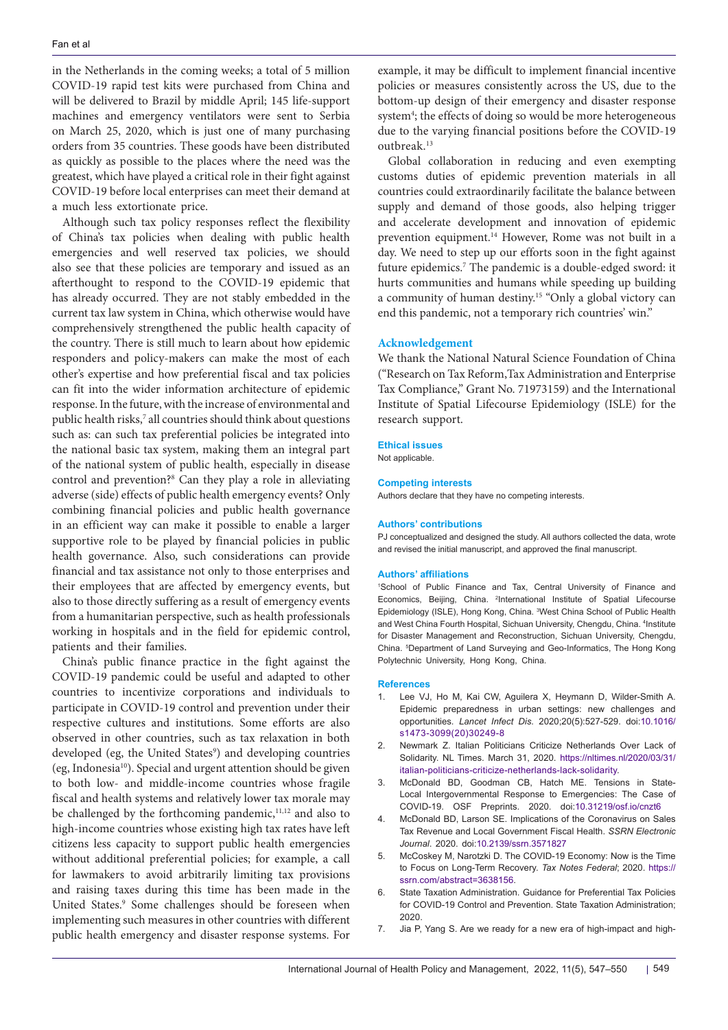in the Netherlands in the coming weeks; a total of 5 million COVID-19 rapid test kits were purchased from China and will be delivered to Brazil by middle April; 145 life-support machines and emergency ventilators were sent to Serbia on March 25, 2020, which is just one of many purchasing orders from 35 countries. These goods have been distributed as quickly as possible to the places where the need was the greatest, which have played a critical role in their fight against COVID-19 before local enterprises can meet their demand at a much less extortionate price.

Although such tax policy responses reflect the flexibility of China's tax policies when dealing with public health emergencies and well reserved tax policies, we should also see that these policies are temporary and issued as an afterthought to respond to the COVID-19 epidemic that has already occurred. They are not stably embedded in the current tax law system in China, which otherwise would have comprehensively strengthened the public health capacity of the country. There is still much to learn about how epidemic responders and policy-makers can make the most of each other's expertise and how preferential fiscal and tax policies can fit into the wider information architecture of epidemic response. In the future, with the increase of environmental and public health risks,[7] all countries should think about questions such as: can such tax preferential policies be integrated into the national basic tax system, making them an integral part of the national system of public health, especially in disease control and prevention?[8] Can they play a role in alleviating adverse (side) effects of public health emergency events? Only combining financial policies and public health governance in an efficient way can make it possible to enable a larger supportive role to be played by financial policies in public health governance. Also, such considerations can provide financial and tax assistance not only to those enterprises and their employees that are affected by emergency events, but also to those directly suffering as a result of emergency events from a humanitarian perspective, such as health professionals working in hospitals and in the field for epidemic control, patients and their families.

China's public finance practice in the fight against the COVID-19 pandemic could be useful and adapted to other countries to incentivize corporations and individuals to participate in COVID-19 control and prevention under their respective cultures and institutions. Some efforts are also observed in other countries, such as tax relaxation in both developed (eg, the United States[9]) and developing countries (eg, Indonesia[10]). Special and urgent attention should be given to both low- and middle-income countries whose fragile fiscal and health systems and relatively lower tax morale may be challenged by the forthcoming pandemic,[11,12] and also to high-income countries whose existing high tax rates have left citizens less capacity to support public health emergencies without additional preferential policies; for example, a call for lawmakers to avoid arbitrarily limiting tax provisions and raising taxes during this time has been made in the United States.[9] Some challenges should be foreseen when implementing such measures in other countries with different public health emergency and disaster response systems. For example, it may be difficult to implement financial incentive policies or measures consistently across the US, due to the bottom-up design of their emergency and disaster response system[4]; the effects of doing so would be more heterogeneous due to the varying financial positions before the COVID-19 outbreak.[13]

Global collaboration in reducing and even exempting customs duties of epidemic prevention materials in all countries could extraordinarily facilitate the balance between supply and demand of those goods, also helping trigger and accelerate development and innovation of epidemic prevention equipment.[14] However, Rome was not built in a day. We need to step up our efforts soon in the fight against future epidemics.[7] The pandemic is a double-edged sword: it hurts communities and humans while speeding up building a community of human destiny.[15] "Only a global victory can end this pandemic, not a temporary rich countries' win."

## Acknowledgement

We thank the National Natural Science Foundation of China ("Research on Tax Reform,Tax Administration and Enterprise Tax Compliance," Grant No. 71973159) and the International Institute of Spatial Lifecourse Epidemiology (ISLE) for the research support.

### Ethical issues

Not applicable.

### Competing interests

Authors declare that they have no competing interests.

### Authors' contributions

PJ conceptualized and designed the study. All authors collected the data, wrote and revised the initial manuscript, and approved the final manuscript.

### Authors' affiliations

[1]School of Public Finance and Tax, Central University of Finance and Economics, Beijing, China. [2]International Institute of Spatial Lifecourse Epidemiology (ISLE), Hong Kong, China. [3]West China School of Public Health and West China Fourth Hospital, Sichuan University, Chengdu, China. [4]Institute for Disaster Management and Reconstruction, Sichuan University, Chengdu, China. [5]Department of Land Surveying and Geo-Informatics, The Hong Kong Polytechnic University, Hong Kong, China.

### References

1. Lee VJ, Ho M, Kai CW, Aguilera X, Heymann D, Wilder-Smith A. Epidemic preparedness in urban settings: new challenges and opportunities. *Lancet Infect Dis*. 2020;20(5):527-529. doi:10.1016/s1473-3099(20)30249-8
2. Newmark Z. Italian Politicians Criticize Netherlands Over Lack of Solidarity. NL Times. March 31, 2020. https://nltimes.nl/2020/03/31/italian-politicians-criticize-netherlands-lack-solidarity.
3. McDonald BD, Goodman CB, Hatch ME. Tensions in State-Local Intergovernmental Response to Emergencies: The Case of COVID-19. OSF Preprints. 2020. doi:10.31219/osf.io/cnzt6
4. McDonald BD, Larson SE. Implications of the Coronavirus on Sales Tax Revenue and Local Government Fiscal Health. *SSRN Electronic Journal*. 2020. doi:10.2139/ssrn.3571827
5. McCoskey M, Narotzki D. The COVID-19 Economy: Now is the Time to Focus on Long-Term Recovery. *Tax Notes Federal*; 2020. https://ssrn.com/abstract=3638156.
6. State Taxation Administration. Guidance for Preferential Tax Policies for COVID-19 Control and Prevention. State Taxation Administration; 2020.
7. Jia P, Yang S. Are we ready for a new era of high-impact and high-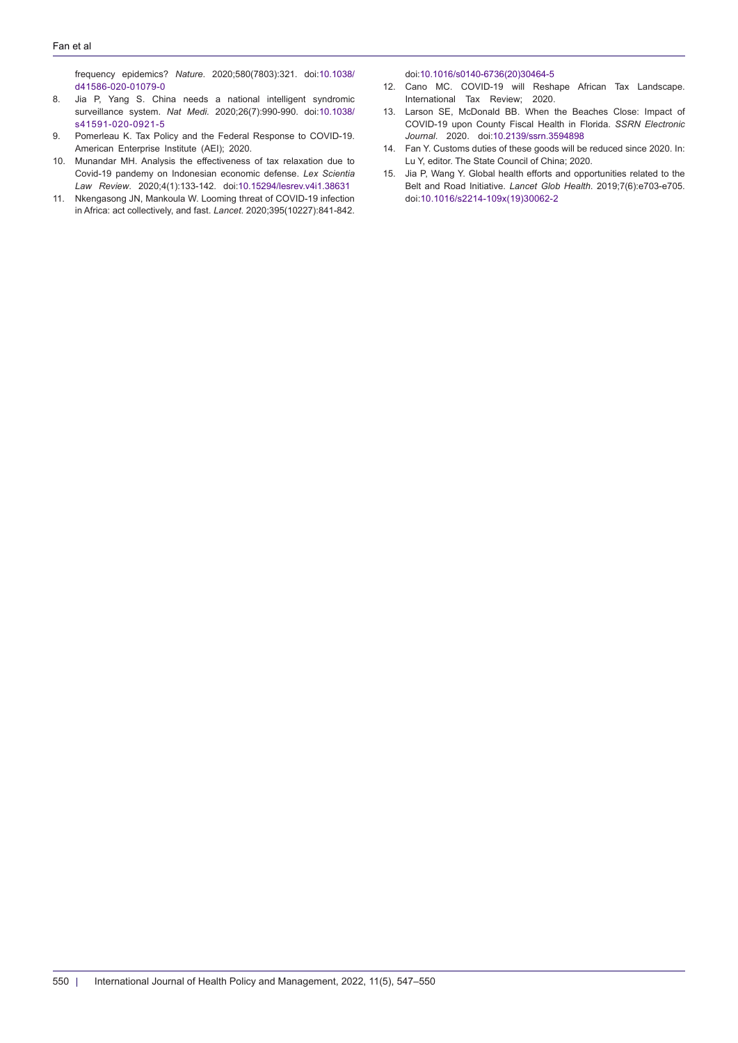frequency epidemics? *Nature*. 2020;580(7803):321. doi:10.1038/d41586-020-01079-0

8. Jia P, Yang S. China needs a national intelligent syndromic surveillance system. *Nat Medi*. 2020;26(7):990-990. doi:10.1038/s41591-020-0921-5
9. Pomerleau K. Tax Policy and the Federal Response to COVID-19. American Enterprise Institute (AEI); 2020.
10. Munandar MH. Analysis the effectiveness of tax relaxation due to Covid-19 pandemy on Indonesian economic defense. *Lex Scientia Law Review*. 2020;4(1):133-142. doi:10.15294/lesrev.v4i1.38631
11. Nkengasong JN, Mankoula W. Looming threat of COVID-19 infection in Africa: act collectively, and fast. *Lancet*. 2020;395(10227):841-842. doi:10.1016/s0140-6736(20)30464-5
12. Cano MC. COVID-19 will Reshape African Tax Landscape. International Tax Review; 2020.
13. Larson SE, McDonald BB. When the Beaches Close: Impact of COVID-19 upon County Fiscal Health in Florida. *SSRN Electronic Journal*. 2020. doi:10.2139/ssrn.3594898
14. Fan Y. Customs duties of these goods will be reduced since 2020. In: Lu Y, editor. The State Council of China; 2020.
15. Jia P, Wang Y. Global health efforts and opportunities related to the Belt and Road Initiative. *Lancet Glob Health*. 2019;7(6):e703-e705. doi:10.1016/s2214-109x(19)30062-2